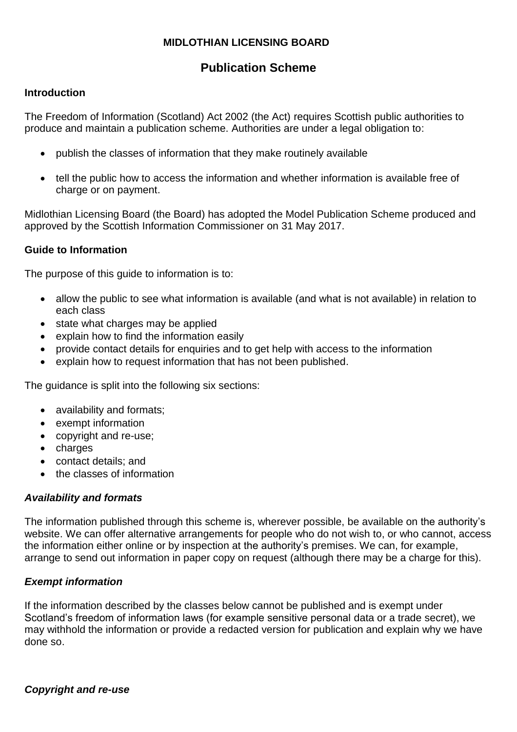# MIDLOTHIAN LICENSING BOARD

## Publication Scheme

### Introduction

The Freedom of Information (Scotland) Act 2002 (the Act) requires Scottish public authorities to produce and maintain a publication scheme. Authorities are under a legal obligation to:

- publish the classes of information that they make routinely available
- tell the public how to access the information and whether information is available free of charge or on payment.

Midlothian Licensing Board (the Board) has adopted the Model Publication Scheme produced and approved by the Scottish Information Commissioner on 31 May 2017.

### Guide to Information

The purpose of this guide to information is to:

- allow the public to see what information is available (and what is not available) in relation to each class
- state what charges may be applied
- explain how to find the information easily
- provide contact details for enquiries and to get help with access to the information
- explain how to request information that has not been published.

The guidance is split into the following six sections:

- availability and formats;
- exempt information
- copyright and re-use;
- charges
- contact details; and
- the classes of information

#### *Availability and formats*

The information published through this scheme is, wherever possible, be available on the authority's website. We can offer alternative arrangements for people who do not wish to, or who cannot, access the information either online or by inspection at the authority's premises. We can, for example, arrange to send out information in paper copy on request (although there may be a charge for this).

#### *Exempt information*

If the information described by the classes below cannot be published and is exempt under Scotland's freedom of information laws (for example sensitive personal data or a trade secret), we may withhold the information or provide a redacted version for publication and explain why we have done so.

#### *Copyright and re-use*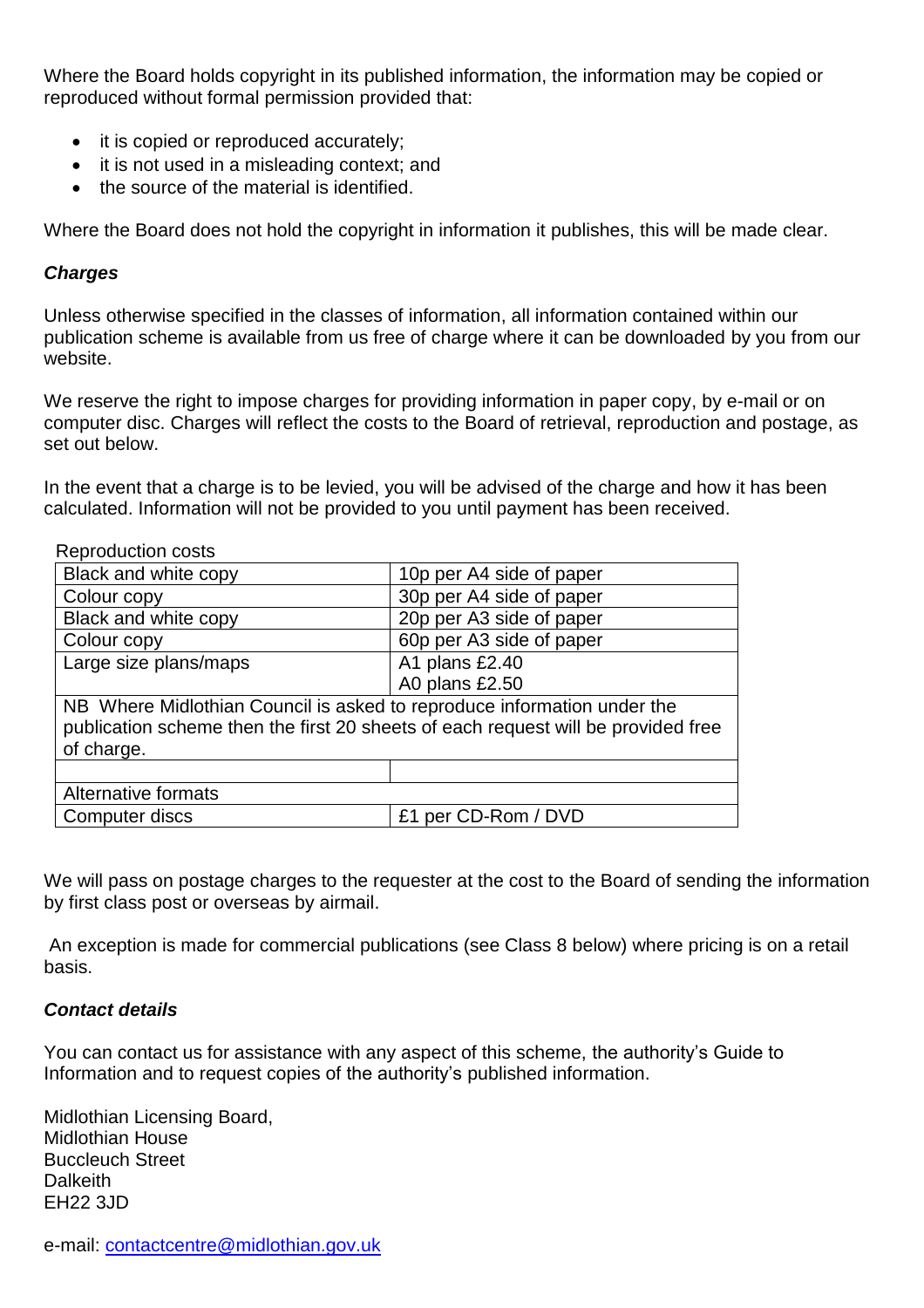Where the Board holds copyright in its published information, the information may be copied or reproduced without formal permission provided that:

- it is copied or reproduced accurately;
- it is not used in a misleading context; and
- the source of the material is identified.

Where the Board does not hold the copyright in information it publishes, this will be made clear.

### *Charges*

Unless otherwise specified in the classes of information, all information contained within our publication scheme is available from us free of charge where it can be downloaded by you from our website.

We reserve the right to impose charges for providing information in paper copy, by e-mail or on computer disc. Charges will reflect the costs to the Board of retrieval, reproduction and postage, as set out below.

In the event that a charge is to be levied, you will be advised of the charge and how it has been calculated. Information will not be provided to you until payment has been received.

Reproduction costs

| | |
|---|---|
| Black and white copy | 10p per A4 side of paper |
| Colour copy | 30p per A4 side of paper |
| Black and white copy | 20p per A3 side of paper |
| Colour copy | 60p per A3 side of paper |
| Large size plans/maps | A1 plans £2.40<br>A0 plans £2.50 |
| NB Where Midlothian Council is asked to reproduce information under the publication scheme then the first 20 sheets of each request will be provided free of charge. | |
| | |
| Alternative formats | |
| Computer discs | £1 per CD-Rom / DVD |

We will pass on postage charges to the requester at the cost to the Board of sending the information by first class post or overseas by airmail.

An exception is made for commercial publications (see Class 8 below) where pricing is on a retail basis.

### *Contact details*

You can contact us for assistance with any aspect of this scheme, the authority's Guide to Information and to request copies of the authority's published information.

Midlothian Licensing Board,
Midlothian House
Buccleuch Street
Dalkeith
EH22 3JD

e-mail: contactcentre@midlothian.gov.uk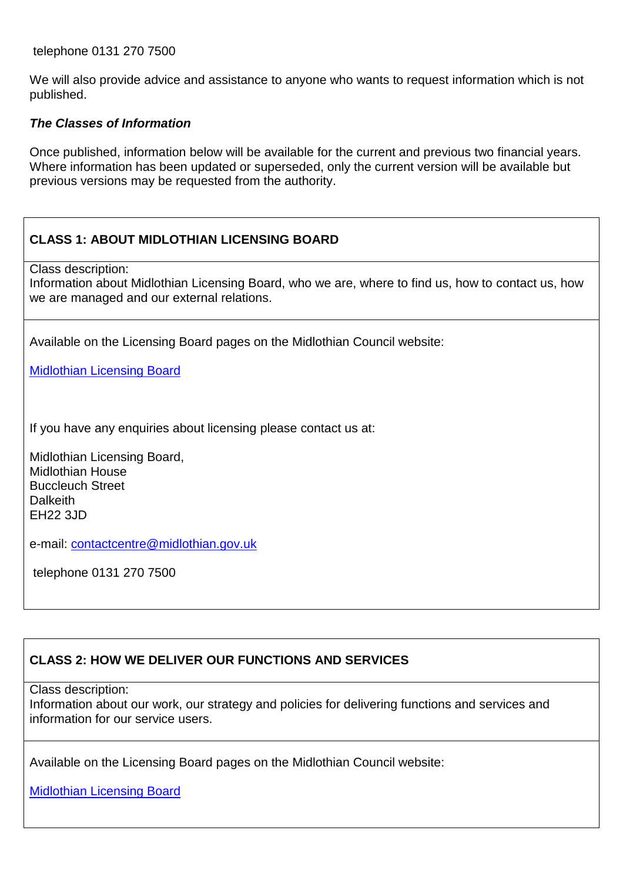telephone 0131 270 7500

We will also provide advice and assistance to anyone who wants to request information which is not published.

***The Classes of Information***

Once published, information below will be available for the current and previous two financial years. Where information has been updated or superseded, only the current version will be available but previous versions may be requested from the authority.

**CLASS 1: ABOUT MIDLOTHIAN LICENSING BOARD**

Class description:
Information about Midlothian Licensing Board, who we are, where to find us, how to contact us, how we are managed and our external relations.

Available on the Licensing Board pages on the Midlothian Council website:

Midlothian Licensing Board

If you have any enquiries about licensing please contact us at:

Midlothian Licensing Board,
Midlothian House
Buccleuch Street
Dalkeith
EH22 3JD

e-mail: contactcentre@midlothian.gov.uk

telephone 0131 270 7500

**CLASS 2: HOW WE DELIVER OUR FUNCTIONS AND SERVICES**

Class description:
Information about our work, our strategy and policies for delivering functions and services and information for our service users.

Available on the Licensing Board pages on the Midlothian Council website:

Midlothian Licensing Board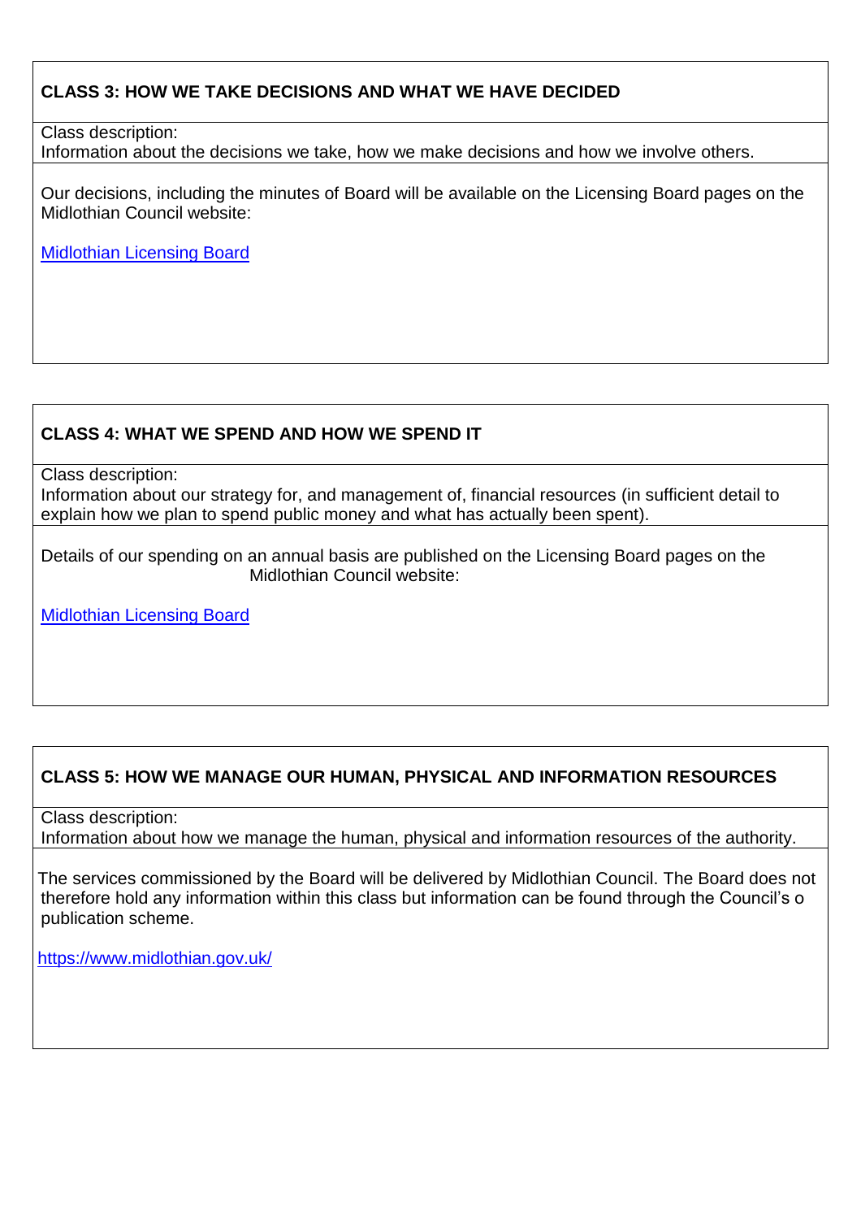### CLASS 3: HOW WE TAKE DECISIONS AND WHAT WE HAVE DECIDED

Class description:
Information about the decisions we take, how we make decisions and how we involve others.

Our decisions, including the minutes of Board will be available on the Licensing Board pages on the Midlothian Council website:

[Midlothian Licensing Board]

### CLASS 4: WHAT WE SPEND AND HOW WE SPEND IT

Class description:
Information about our strategy for, and management of, financial resources (in sufficient detail to explain how we plan to spend public money and what has actually been spent).

Details of our spending on an annual basis are published on the Licensing Board pages on the Midlothian Council website:

[Midlothian Licensing Board]

### CLASS 5: HOW WE MANAGE OUR HUMAN, PHYSICAL AND INFORMATION RESOURCES

Class description:
Information about how we manage the human, physical and information resources of the authority.

The services commissioned by the Board will be delivered by Midlothian Council. The Board does not therefore hold any information within this class but information can be found through the Council's o publication scheme.

https://www.midlothian.gov.uk/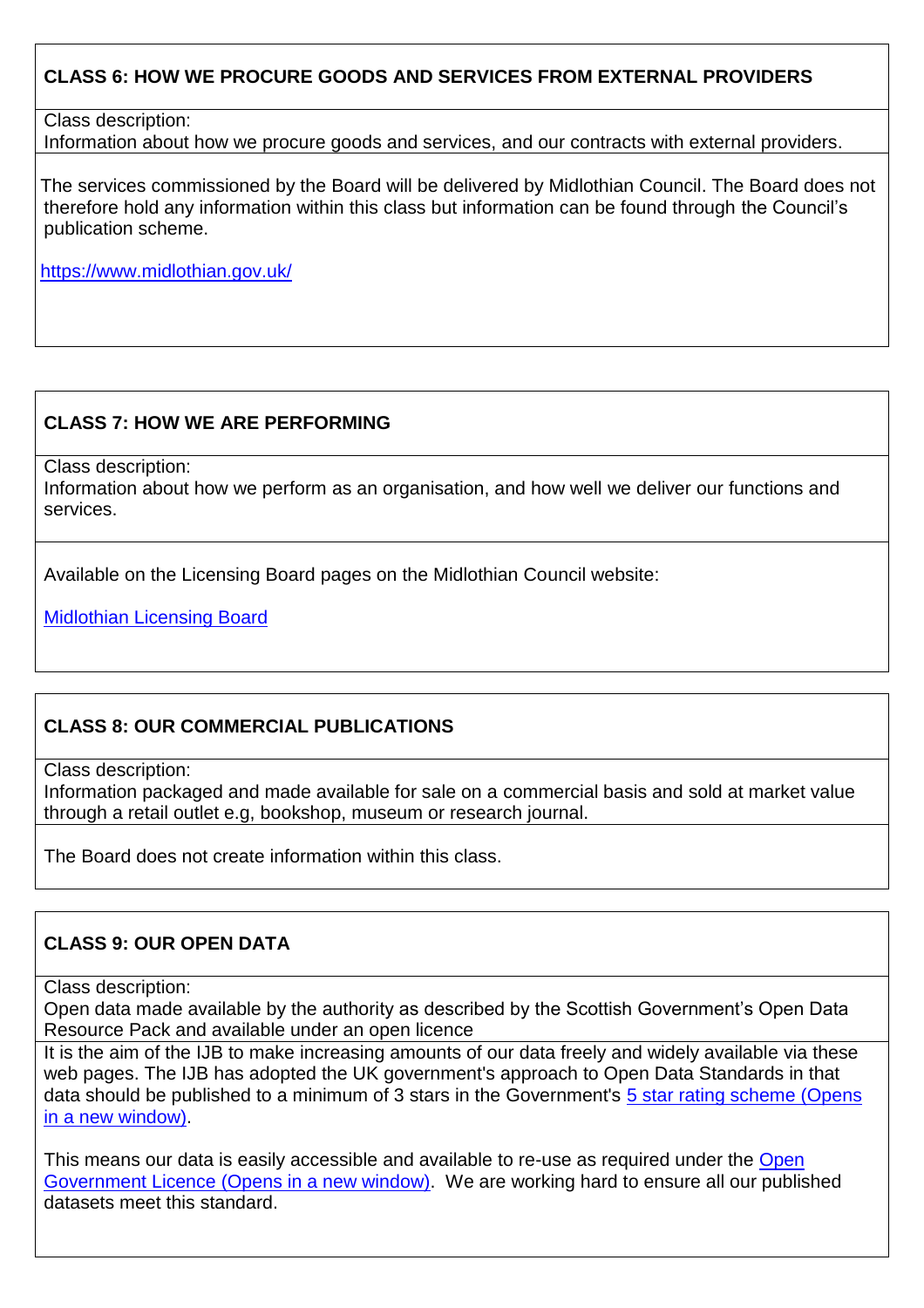## CLASS 6: HOW WE PROCURE GOODS AND SERVICES FROM EXTERNAL PROVIDERS

Class description:
Information about how we procure goods and services, and our contracts with external providers.

The services commissioned by the Board will be delivered by Midlothian Council. The Board does not therefore hold any information within this class but information can be found through the Council's publication scheme.

https://www.midlothian.gov.uk/

## CLASS 7: HOW WE ARE PERFORMING

Class description:
Information about how we perform as an organisation, and how well we deliver our functions and services.

Available on the Licensing Board pages on the Midlothian Council website:

Midlothian Licensing Board

## CLASS 8: OUR COMMERCIAL PUBLICATIONS

Class description:
Information packaged and made available for sale on a commercial basis and sold at market value through a retail outlet e.g, bookshop, museum or research journal.

The Board does not create information within this class.

## CLASS 9: OUR OPEN DATA

Class description:
Open data made available by the authority as described by the Scottish Government's Open Data Resource Pack and available under an open licence

It is the aim of the IJB to make increasing amounts of our data freely and widely available via these web pages. The IJB has adopted the UK government's approach to Open Data Standards in that data should be published to a minimum of 3 stars in the Government's 5 star rating scheme (Opens in a new window).

This means our data is easily accessible and available to re-use as required under the Open Government Licence (Opens in a new window). We are working hard to ensure all our published datasets meet this standard.